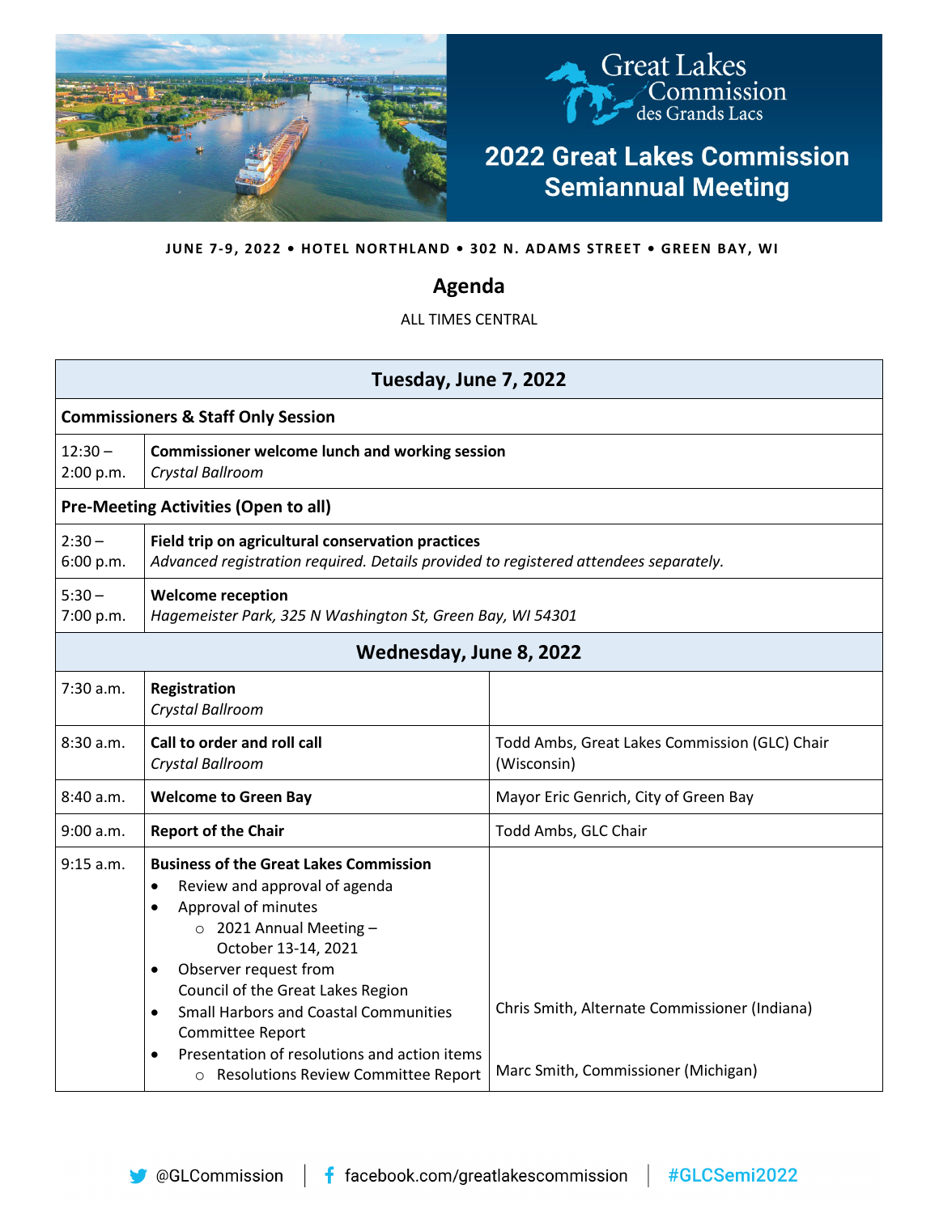Great Lakes Commission des Grands Lacs

# 2022 Great Lakes Commission Semiannual Meeting

**JUNE 7-9, 2022 • HOTEL NORTHLAND • 302 N. ADAMS STREET • GREEN BAY, WI**

## Agenda

ALL TIMES CENTRAL

| Tuesday, June 7, 2022 | | |
|---|---|---|
| **Commissioners & Staff Only Session** | | |
| 12:30 – 2:00 p.m. | **Commissioner welcome lunch and working session**<br>*Crystal Ballroom* | |
| **Pre-Meeting Activities (Open to all)** | | |
| 2:30 – 6:00 p.m. | **Field trip on agricultural conservation practices**<br>*Advanced registration required. Details provided to registered attendees separately.* | |
| 5:30 – 7:00 p.m. | **Welcome reception**<br>*Hagemeister Park, 325 N Washington St, Green Bay, WI 54301* | |
| **Wednesday, June 8, 2022** | | |
| 7:30 a.m. | **Registration**<br>*Crystal Ballroom* | |
| 8:30 a.m. | **Call to order and roll call**<br>*Crystal Ballroom* | Todd Ambs, Great Lakes Commission (GLC) Chair (Wisconsin) |
| 8:40 a.m. | **Welcome to Green Bay** | Mayor Eric Genrich, City of Green Bay |
| 9:00 a.m. | **Report of the Chair** | Todd Ambs, GLC Chair |
| 9:15 a.m. | **Business of the Great Lakes Commission**<br>• Review and approval of agenda<br>• Approval of minutes<br>  ○ 2021 Annual Meeting – October 13-14, 2021<br>• Observer request from Council of the Great Lakes Region<br>• Small Harbors and Coastal Communities Committee Report<br>• Presentation of resolutions and action items<br>  ○ Resolutions Review Committee Report | Chris Smith, Alternate Commissioner (Indiana)<br><br>Marc Smith, Commissioner (Michigan) |

@GLCommission | facebook.com/greatlakescommission | #GLCSemi2022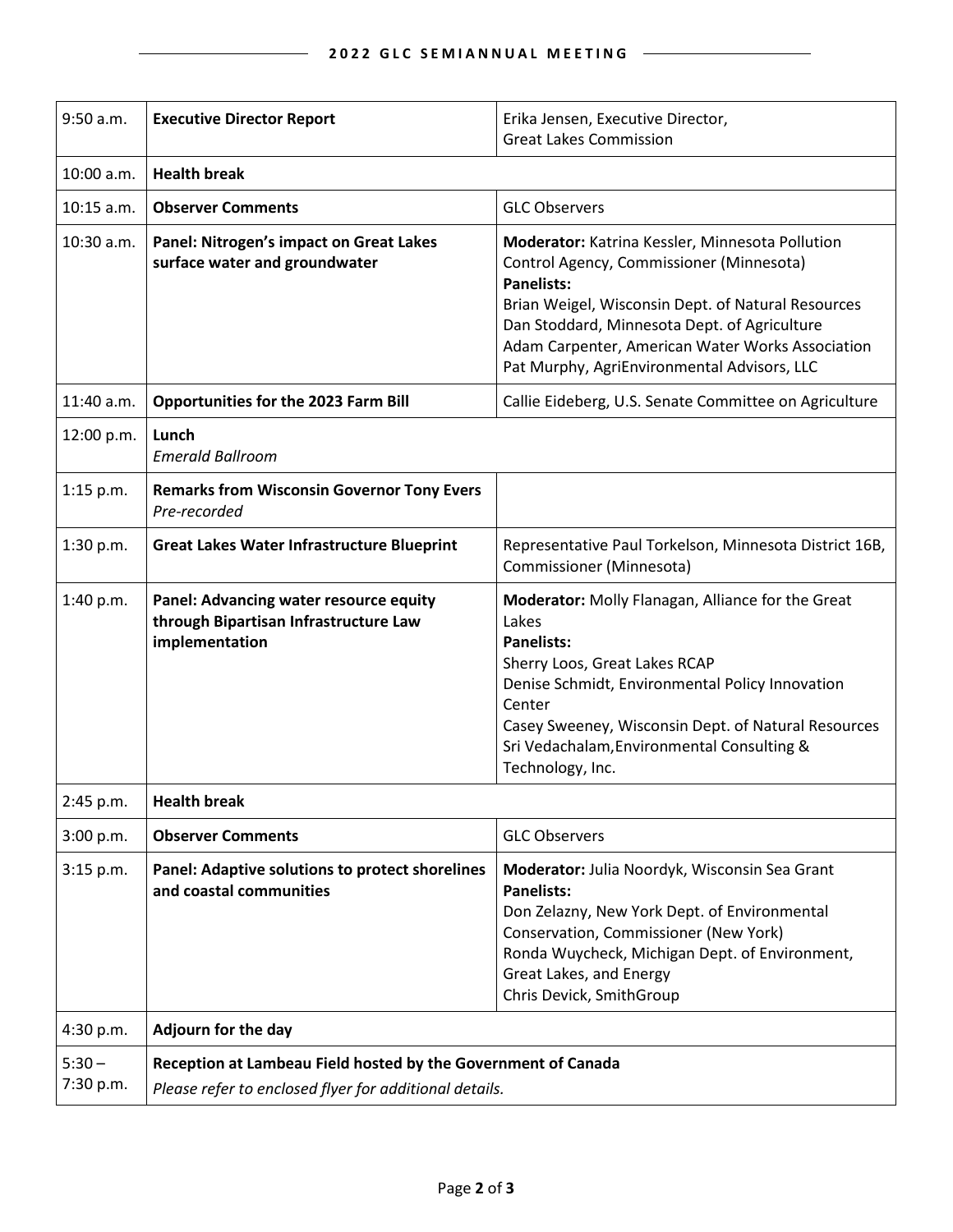| Time | Session | Speaker(s) |
|---|---|---|
| 9:50 a.m. | **Executive Director Report** | Erika Jensen, Executive Director, Great Lakes Commission |
| 10:00 a.m. | **Health break** | |
| 10:15 a.m. | **Observer Comments** | GLC Observers |
| 10:30 a.m. | **Panel: Nitrogen's impact on Great Lakes surface water and groundwater** | **Moderator:** Katrina Kessler, Minnesota Pollution Control Agency, Commissioner (Minnesota)<br>**Panelists:**<br>Brian Weigel, Wisconsin Dept. of Natural Resources<br>Dan Stoddard, Minnesota Dept. of Agriculture<br>Adam Carpenter, American Water Works Association<br>Pat Murphy, AgriEnvironmental Advisors, LLC |
| 11:40 a.m. | **Opportunities for the 2023 Farm Bill** | Callie Eideberg, U.S. Senate Committee on Agriculture |
| 12:00 p.m. | **Lunch**<br>*Emerald Ballroom* | |
| 1:15 p.m. | **Remarks from Wisconsin Governor Tony Evers**<br>*Pre-recorded* | |
| 1:30 p.m. | **Great Lakes Water Infrastructure Blueprint** | Representative Paul Torkelson, Minnesota District 16B, Commissioner (Minnesota) |
| 1:40 p.m. | **Panel: Advancing water resource equity through Bipartisan Infrastructure Law implementation** | **Moderator:** Molly Flanagan, Alliance for the Great Lakes<br>**Panelists:**<br>Sherry Loos, Great Lakes RCAP<br>Denise Schmidt, Environmental Policy Innovation Center<br>Casey Sweeney, Wisconsin Dept. of Natural Resources<br>Sri Vedachalam,Environmental Consulting & Technology, Inc. |
| 2:45 p.m. | **Health break** | |
| 3:00 p.m. | **Observer Comments** | GLC Observers |
| 3:15 p.m. | **Panel: Adaptive solutions to protect shorelines and coastal communities** | **Moderator:** Julia Noordyk, Wisconsin Sea Grant<br>**Panelists:**<br>Don Zelazny, New York Dept. of Environmental Conservation, Commissioner (New York)<br>Ronda Wuycheck, Michigan Dept. of Environment, Great Lakes, and Energy<br>Chris Devick, SmithGroup |
| 4:30 p.m. | **Adjourn for the day** | |
| 5:30 – 7:30 p.m. | **Reception at Lambeau Field hosted by the Government of Canada**<br>*Please refer to enclosed flyer for additional details.* | |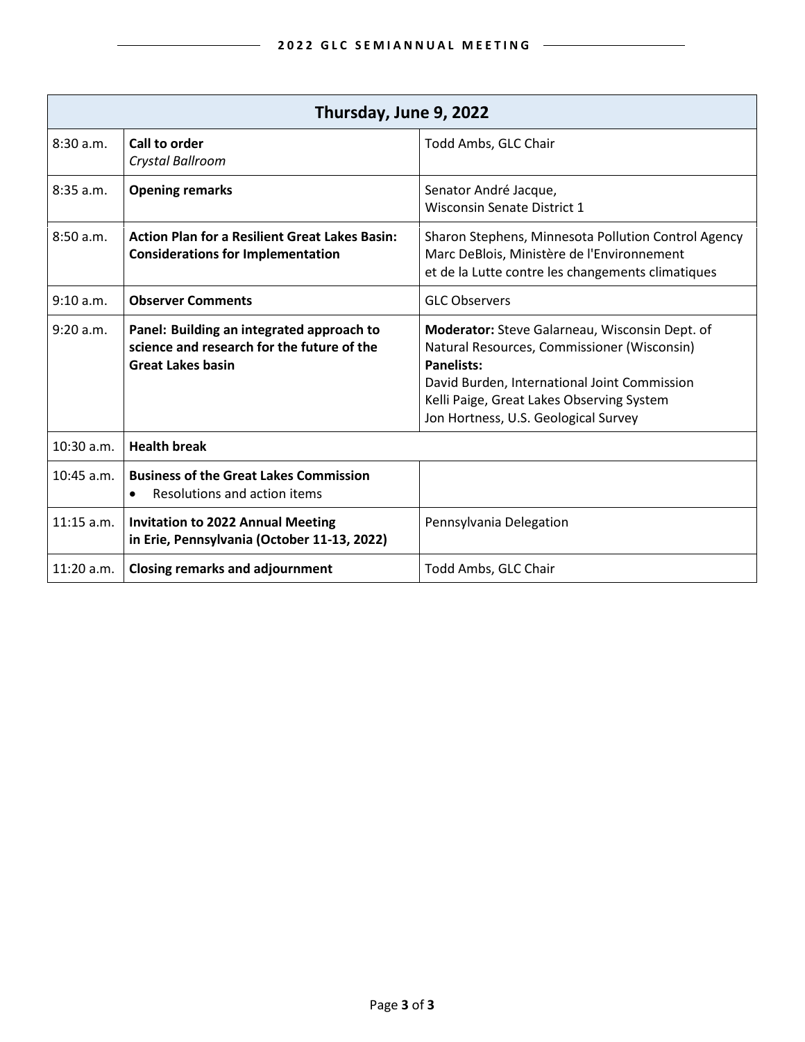| Thursday, June 9, 2022 | | |
|---|---|---|
| 8:30 a.m. | **Call to order**<br>*Crystal Ballroom* | Todd Ambs, GLC Chair |
| 8:35 a.m. | **Opening remarks** | Senator André Jacque,<br>Wisconsin Senate District 1 |
| 8:50 a.m. | **Action Plan for a Resilient Great Lakes Basin: Considerations for Implementation** | Sharon Stephens, Minnesota Pollution Control Agency<br>Marc DeBlois, Ministère de l'Environnement et de la Lutte contre les changements climatiques |
| 9:10 a.m. | **Observer Comments** | GLC Observers |
| 9:20 a.m. | **Panel: Building an integrated approach to science and research for the future of the Great Lakes basin** | **Moderator:** Steve Galarneau, Wisconsin Dept. of Natural Resources, Commissioner (Wisconsin)<br>**Panelists:**<br>David Burden, International Joint Commission<br>Kelli Paige, Great Lakes Observing System<br>Jon Hortness, U.S. Geological Survey |
| 10:30 a.m. | **Health break** | |
| 10:45 a.m. | **Business of the Great Lakes Commission**<br>• Resolutions and action items | |
| 11:15 a.m. | **Invitation to 2022 Annual Meeting in Erie, Pennsylvania (October 11-13, 2022)** | Pennsylvania Delegation |
| 11:20 a.m. | **Closing remarks and adjournment** | Todd Ambs, GLC Chair |